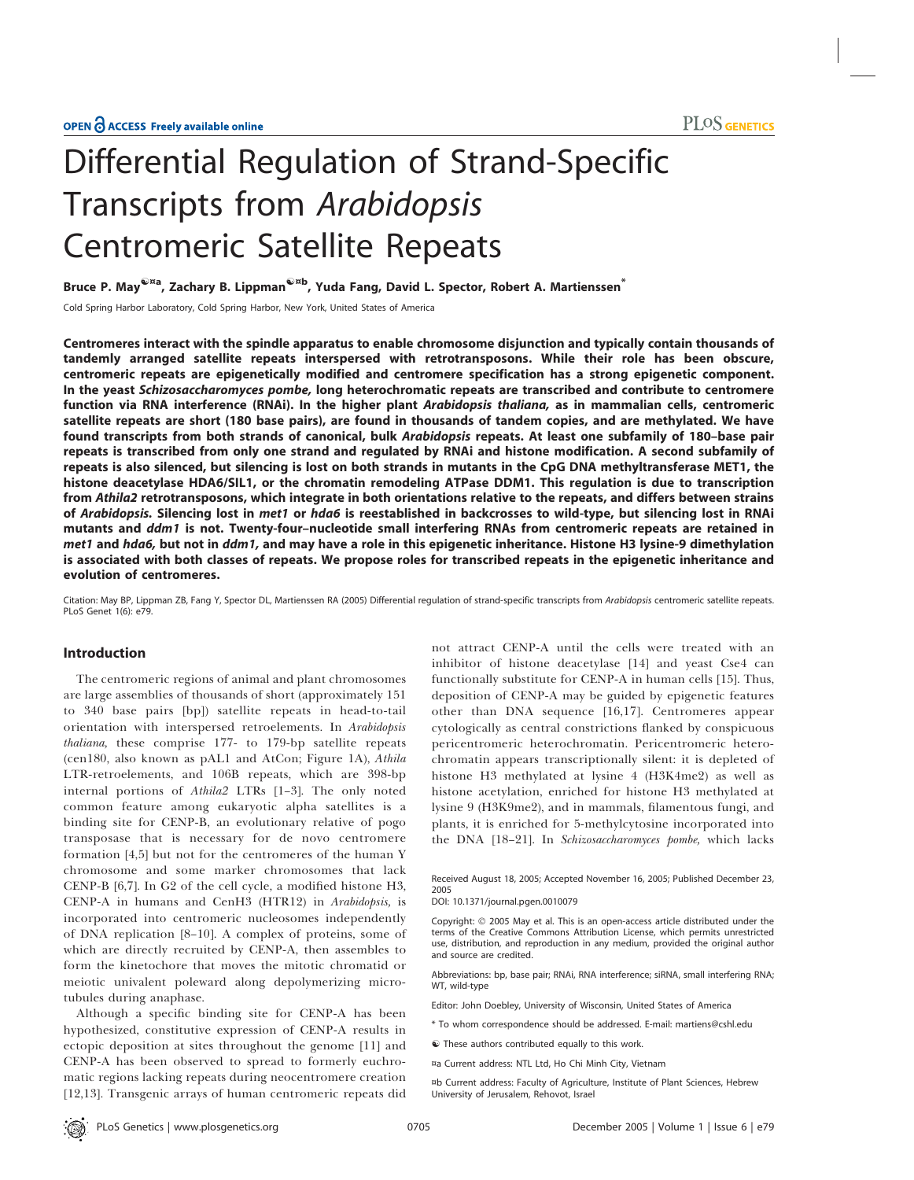# Differential Regulation of Strand-Specific Transcripts from *Arabidopsis* Centromeric Satellite Repeats

**Bruce P. May[☯¤a], Zachary B. Lippman[☯¤b], Yuda Fang, David L. Spector, Robert A. Martienssen[*]**

Cold Spring Harbor Laboratory, Cold Spring Harbor, New York, United States of America

**Centromeres interact with the spindle apparatus to enable chromosome disjunction and typically contain thousands of tandemly arranged satellite repeats interspersed with retrotransposons. While their role has been obscure, centromeric repeats are epigenetically modified and centromere specification has a strong epigenetic component. In the yeast *Schizosaccharomyces pombe,* long heterochromatic repeats are transcribed and contribute to centromere function via RNA interference (RNAi). In the higher plant *Arabidopsis thaliana,* as in mammalian cells, centromeric satellite repeats are short (180 base pairs), are found in thousands of tandem copies, and are methylated. We have found transcripts from both strands of canonical, bulk *Arabidopsis* repeats. At least one subfamily of 180–base pair repeats is transcribed from only one strand and regulated by RNAi and histone modification. A second subfamily of repeats is also silenced, but silencing is lost on both strands in mutants in the CpG DNA methyltransferase MET1, the histone deacetylase HDA6/SIL1, or the chromatin remodeling ATPase DDM1. This regulation is due to transcription from *Athila2* retrotransposons, which integrate in both orientations relative to the repeats, and differs between strains of *Arabidopsis.* Silencing lost in *met1* or *hda6* is reestablished in backcrosses to wild-type, but silencing lost in RNAi mutants and *ddm1* is not. Twenty-four–nucleotide small interfering RNAs from centromeric repeats are retained in *met1* and *hda6,* but not in *ddm1,* and may have a role in this epigenetic inheritance. Histone H3 lysine-9 dimethylation is associated with both classes of repeats. We propose roles for transcribed repeats in the epigenetic inheritance and evolution of centromeres.**

Citation: May BP, Lippman ZB, Fang Y, Spector DL, Martienssen RA (2005) Differential regulation of strand-specific transcripts from *Arabidopsis* centromeric satellite repeats. PLoS Genet 1(6): e79.

## Introduction

The centromeric regions of animal and plant chromosomes are large assemblies of thousands of short (approximately 151 to 340 base pairs [bp]) satellite repeats in head-to-tail orientation with interspersed retroelements. In *Arabidopsis thaliana,* these comprise 177- to 179-bp satellite repeats (cen180, also known as pAL1 and AtCon; Figure 1A), *Athila* LTR-retroelements, and 106B repeats, which are 398-bp internal portions of *Athila2* LTRs [1–3]. The only noted common feature among eukaryotic alpha satellites is a binding site for CENP-B, an evolutionary relative of pogo transposase that is necessary for de novo centromere formation [4,5] but not for the centromeres of the human Y chromosome and some marker chromosomes that lack CENP-B [6,7]. In G2 of the cell cycle, a modified histone H3, CENP-A in humans and CenH3 (HTR12) in *Arabidopsis,* is incorporated into centromeric nucleosomes independently of DNA replication [8–10]. A complex of proteins, some of which are directly recruited by CENP-A, then assembles to form the kinetochore that moves the mitotic chromatid or meiotic univalent poleward along depolymerizing microtubules during anaphase.

Although a specific binding site for CENP-A has been hypothesized, constitutive expression of CENP-A results in ectopic deposition at sites throughout the genome [11] and CENP-A has been observed to spread to formerly euchromatic regions lacking repeats during neocentromere creation [12,13]. Transgenic arrays of human centromeric repeats did not attract CENP-A until the cells were treated with an inhibitor of histone deacetylase [14] and yeast Cse4 can functionally substitute for CENP-A in human cells [15]. Thus, deposition of CENP-A may be guided by epigenetic features other than DNA sequence [16,17]. Centromeres appear cytologically as central constrictions flanked by conspicuous pericentromeric heterochromatin. Pericentromeric heterochromatin appears transcriptionally silent: it is depleted of histone H3 methylated at lysine 4 (H3K4me2) as well as histone acetylation, enriched for histone H3 methylated at lysine 9 (H3K9me2), and in mammals, filamentous fungi, and plants, it is enriched for 5-methylcytosine incorporated into the DNA [18–21]. In *Schizosaccharomyces pombe,* which lacks

Received August 18, 2005; Accepted November 16, 2005; Published December 23, 2005

DOI: 10.1371/journal.pgen.0010079

Copyright: © 2005 May et al. This is an open-access article distributed under the terms of the Creative Commons Attribution License, which permits unrestricted use, distribution, and reproduction in any medium, provided the original author and source are credited.

Abbreviations: bp, base pair; RNAi, RNA interference; siRNA, small interfering RNA; WT, wild-type

Editor: John Doebley, University of Wisconsin, United States of America

* To whom correspondence should be addressed. E-mail: martiens@cshl.edu

☯ These authors contributed equally to this work.

¤a Current address: NTL Ltd, Ho Chi Minh City, Vietnam

¤b Current address: Faculty of Agriculture, Institute of Plant Sciences, Hebrew University of Jerusalem, Rehovot, Israel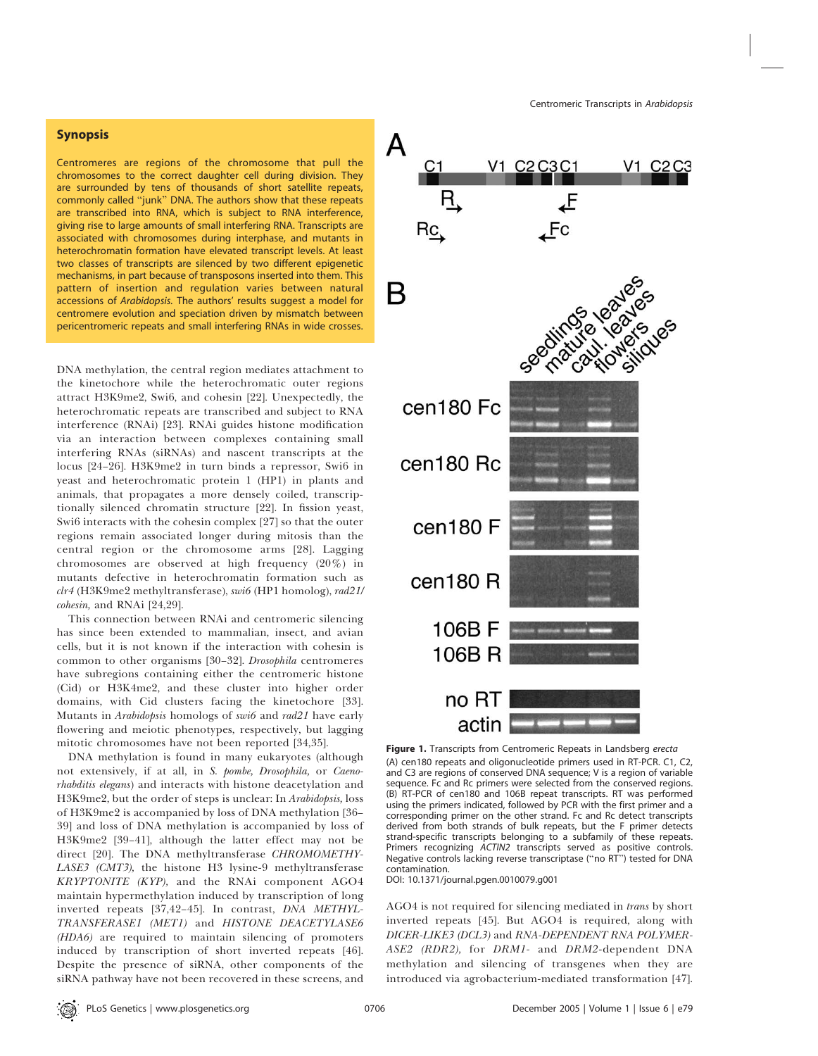## Synopsis

Centromeres are regions of the chromosome that pull the chromosomes to the correct daughter cell during division. They are surrounded by tens of thousands of short satellite repeats, commonly called "junk" DNA. The authors show that these repeats are transcribed into RNA, which is subject to RNA interference, giving rise to large amounts of small interfering RNA. Transcripts are associated with chromosomes during interphase, and mutants in heterochromatin formation have elevated transcript levels. At least two classes of transcripts are silenced by two different epigenetic mechanisms, in part because of transposons inserted into them. This pattern of insertion and regulation varies between natural accessions of *Arabidopsis*. The authors' results suggest a model for centromere evolution and speciation driven by mismatch between pericentromeric repeats and small interfering RNAs in wide crosses.

DNA methylation, the central region mediates attachment to the kinetochore while the heterochromatic outer regions attract H3K9me2, Swi6, and cohesin [22]. Unexpectedly, the heterochromatic repeats are transcribed and subject to RNA interference (RNAi) [23]. RNAi guides histone modification via an interaction between complexes containing small interfering RNAs (siRNAs) and nascent transcripts at the locus [24–26]. H3K9me2 in turn binds a repressor, Swi6 in yeast and heterochromatic protein 1 (HP1) in plants and animals, that propagates a more densely coiled, transcriptionally silenced chromatin structure [22]. In fission yeast, Swi6 interacts with the cohesin complex [27] so that the outer regions remain associated longer during mitosis than the central region or the chromosome arms [28]. Lagging chromosomes are observed at high frequency (20%) in mutants defective in heterochromatin formation such as *clr4* (H3K9me2 methyltransferase), *swi6* (HP1 homolog), *rad21/cohesin,* and RNAi [24,29].

This connection between RNAi and centromeric silencing has since been extended to mammalian, insect, and avian cells, but it is not known if the interaction with cohesin is common to other organisms [30–32]. *Drosophila* centromeres have subregions containing either the centromeric histone (Cid) or H3K4me2, and these cluster into higher order domains, with Cid clusters facing the kinetochore [33]. Mutants in *Arabidopsis* homologs of *swi6* and *rad21* have early flowering and meiotic phenotypes, respectively, but lagging mitotic chromosomes have not been reported [34,35].

DNA methylation is found in many eukaryotes (although not extensively, if at all, in *S. pombe, Drosophila,* or *Caenorhabditis elegans*) and interacts with histone deacetylation and H3K9me2, but the order of steps is unclear: In *Arabidopsis,* loss of H3K9me2 is accompanied by loss of DNA methylation [36–39] and loss of DNA methylation is accompanied by loss of H3K9me2 [39–41], although the latter effect may not be direct [20]. The DNA methyltransferase *CHROMOMETHYLASE3 (CMT3),* the histone H3 lysine-9 methyltransferase *KRYPTONITE (KYP),* and the RNAi component AGO4 maintain hypermethylation induced by transcription of long inverted repeats [37,42–45]. In contrast, *DNA METHYLTRANSFERASE1 (MET1)* and *HISTONE DEACETYLASE6 (HDA6)* are required to maintain silencing of promoters induced by transcription of short inverted repeats [46]. Despite the presence of siRNA, other components of the siRNA pathway have not been recovered in these screens, and AGO4 is not required for silencing mediated in *trans* by short inverted repeats [45]. But AGO4 is required, along with *DICER-LIKE3 (DCL3)* and *RNA-DEPENDENT RNA POLYMERASE2 (RDR2),* for *DRM1*- and *DRM2*-dependent DNA methylation and silencing of transgenes when they are introduced via agrobacterium-mediated transformation [47].

**Figure 1.** Transcripts from Centromeric Repeats in Landsberg *erecta*

(A) cen180 repeats and oligonucleotide primers used in RT-PCR. C1, C2, and C3 are regions of conserved DNA sequence; V is a region of variable sequence. Fc and Rc primers were selected from the conserved regions. (B) RT-PCR of cen180 and 106B repeat transcripts. RT was performed using the primers indicated, followed by PCR with the first primer and a corresponding primer on the other strand. Fc and Rc detect transcripts derived from both strands of bulk repeats, but the F primer detects strand-specific transcripts belonging to a subfamily of these repeats. Primers recognizing *ACTIN2* transcripts served as positive controls. Negative controls lacking reverse transcriptase ("no RT") tested for DNA contamination.

DOI: 10.1371/journal.pgen.0010079.g001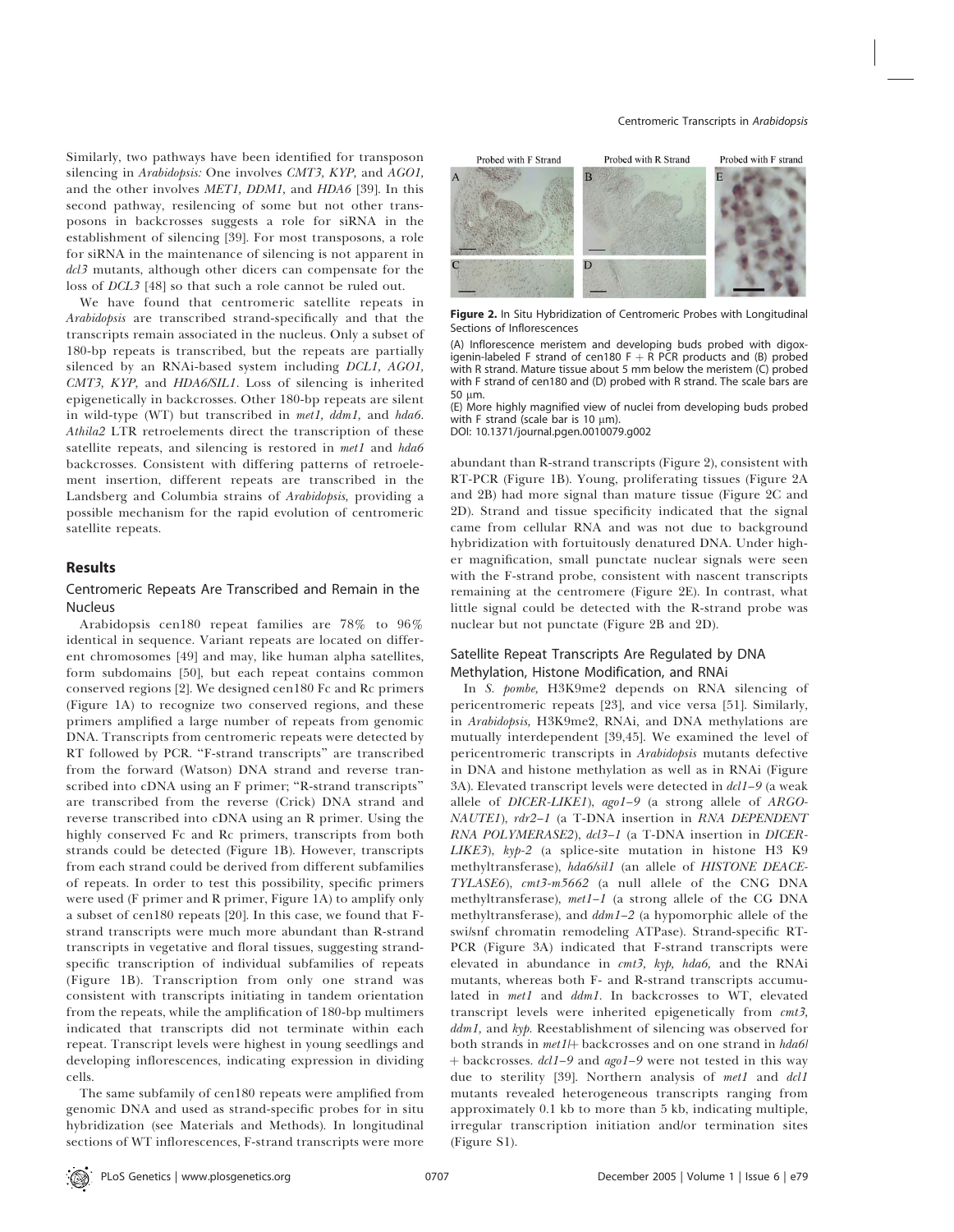Similarly, two pathways have been identified for transposon silencing in *Arabidopsis:* One involves *CMT3, KYP,* and *AGO1,* and the other involves *MET1, DDM1,* and *HDA6* [39]. In this second pathway, resilencing of some but not other transposons in backcrosses suggests a role for siRNA in the establishment of silencing [39]. For most transposons, a role for siRNA in the maintenance of silencing is not apparent in *dcl3* mutants, although other dicers can compensate for the loss of *DCL3* [48] so that such a role cannot be ruled out.

We have found that centromeric satellite repeats in *Arabidopsis* are transcribed strand-specifically and that the transcripts remain associated in the nucleus. Only a subset of 180-bp repeats is transcribed, but the repeats are partially silenced by an RNAi-based system including *DCL1, AGO1, CMT3, KYP,* and *HDA6/SIL1.* Loss of silencing is inherited epigenetically in backcrosses. Other 180-bp repeats are silent in wild-type (WT) but transcribed in *met1, ddm1,* and *hda6. Athila2* LTR retroelements direct the transcription of these satellite repeats, and silencing is restored in *met1* and *hda6* backcrosses. Consistent with differing patterns of retroelement insertion, different repeats are transcribed in the Landsberg and Columbia strains of *Arabidopsis,* providing a possible mechanism for the rapid evolution of centromeric satellite repeats.

## Results

### Centromeric Repeats Are Transcribed and Remain in the Nucleus

Arabidopsis cen180 repeat families are 78% to 96% identical in sequence. Variant repeats are located on different chromosomes [49] and may, like human alpha satellites, form subdomains [50], but each repeat contains common conserved regions [2]. We designed cen180 Fc and Rc primers (Figure 1A) to recognize two conserved regions, and these primers amplified a large number of repeats from genomic DNA. Transcripts from centromeric repeats were detected by RT followed by PCR. "F-strand transcripts" are transcribed from the forward (Watson) DNA strand and reverse transcribed into cDNA using an F primer; "R-strand transcripts" are transcribed from the reverse (Crick) DNA strand and reverse transcribed into cDNA using an R primer. Using the highly conserved Fc and Rc primers, transcripts from both strands could be detected (Figure 1B). However, transcripts from each strand could be derived from different subfamilies of repeats. In order to test this possibility, specific primers were used (F primer and R primer, Figure 1A) to amplify only a subset of cen180 repeats [20]. In this case, we found that F-strand transcripts were much more abundant than R-strand transcripts in vegetative and floral tissues, suggesting strand-specific transcription of individual subfamilies of repeats (Figure 1B). Transcription from only one strand was consistent with transcripts initiating in tandem orientation from the repeats, while the amplification of 180-bp multimers indicated that transcripts did not terminate within each repeat. Transcript levels were highest in young seedlings and developing inflorescences, indicating expression in dividing cells.

The same subfamily of cen180 repeats were amplified from genomic DNA and used as strand-specific probes for in situ hybridization (see Materials and Methods). In longitudinal sections of WT inflorescences, F-strand transcripts were more abundant than R-strand transcripts (Figure 2), consistent with RT-PCR (Figure 1B). Young, proliferating tissues (Figure 2A and 2B) had more signal than mature tissue (Figure 2C and 2D). Strand and tissue specificity indicated that the signal came from cellular RNA and was not due to background hybridization with fortuitously denatured DNA. Under higher magnification, small punctate nuclear signals were seen with the F-strand probe, consistent with nascent transcripts remaining at the centromere (Figure 2E). In contrast, what little signal could be detected with the R-strand probe was nuclear but not punctate (Figure 2B and 2D).

**Figure 2.** In Situ Hybridization of Centromeric Probes with Longitudinal Sections of Inflorescences

(A) Inflorescence meristem and developing buds probed with digoxigenin-labeled F strand of cen180 F + R PCR products and (B) probed with R strand. Mature tissue about 5 mm below the meristem (C) probed with F strand of cen180 and (D) probed with R strand. The scale bars are 50 μm.

(E) More highly magnified view of nuclei from developing buds probed with F strand (scale bar is 10 μm).

DOI: 10.1371/journal.pgen.0010079.g002

### Satellite Repeat Transcripts Are Regulated by DNA Methylation, Histone Modification, and RNAi

In *S. pombe,* H3K9me2 depends on RNA silencing of pericentromeric repeats [23], and vice versa [51]. Similarly, in *Arabidopsis,* H3K9me2, RNAi, and DNA methylations are mutually interdependent [39,45]. We examined the level of pericentromeric transcripts in *Arabidopsis* mutants defective in DNA and histone methylation as well as in RNAi (Figure 3A). Elevated transcript levels were detected in *dcl1–9* (a weak allele of *DICER-LIKE1*), *ago1–9* (a strong allele of *ARGONAUTE1*), *rdr2–1* (a T-DNA insertion in *RNA DEPENDENT RNA POLYMERASE2*), *dcl3–1* (a T-DNA insertion in *DICER-LIKE3*), *kyp-2* (a splice-site mutation in histone H3 K9 methyltransferase), *hda6/sil1* (an allele of *HISTONE DEACETYLASE6*), *cmt3-m5662* (a null allele of the CNG DNA methyltransferase), *met1–1* (a strong allele of the CG DNA methyltransferase), and *ddm1–2* (a hypomorphic allele of the swi/snf chromatin remodeling ATPase). Strand-specific RT-PCR (Figure 3A) indicated that F-strand transcripts were elevated in abundance in *cmt3, kyp, hda6,* and the RNAi mutants, whereas both F- and R-strand transcripts accumulated in *met1* and *ddm1.* In backcrosses to WT, elevated transcript levels were inherited epigenetically from *cmt3, ddm1,* and *kyp.* Reestablishment of silencing was observed for both strands in *met1/+* backcrosses and on one strand in *hda6/+* backcrosses. *dcl1–9* and *ago1–9* were not tested in this way due to sterility [39]. Northern analysis of *met1* and *dcl1* mutants revealed heterogeneous transcripts ranging from approximately 0.1 kb to more than 5 kb, indicating multiple, irregular transcription initiation and/or termination sites (Figure S1).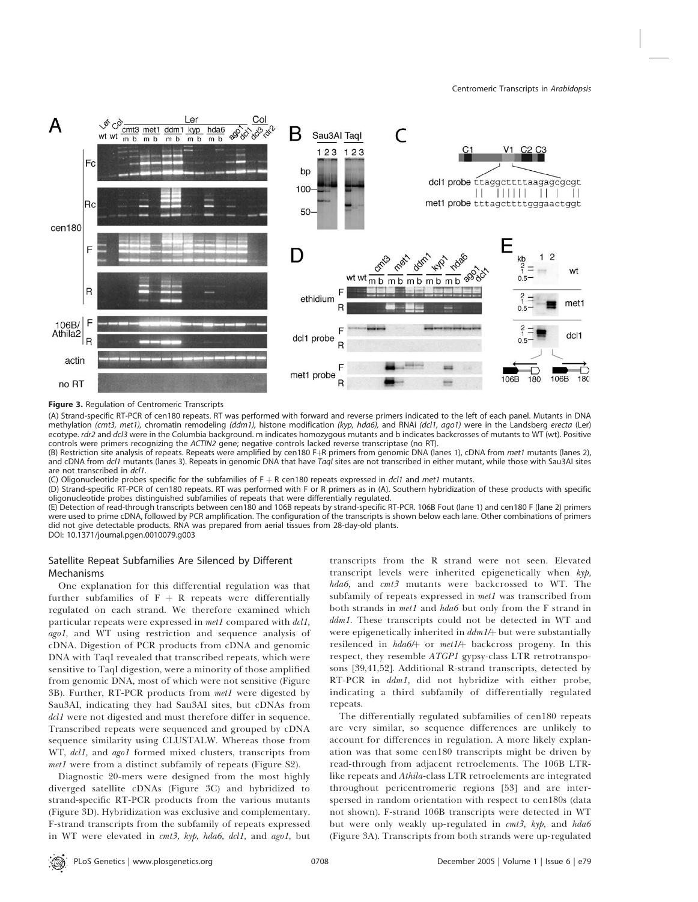**Figure 3.** Regulation of Centromeric Transcripts

(A) Strand-specific RT-PCR of cen180 repeats. RT was performed with forward and reverse primers indicated to the left of each panel. Mutants in DNA methylation *(cmt3, met1),* chromatin remodeling *(ddm1),* histone modification *(kyp, hda6),* and RNAi *(dcl1, ago1)* were in the Landsberg *erecta* (Ler) ecotype. *rdr2* and *dcl3* were in the Columbia background. m indicates homozygous mutants and b indicates backcrosses of mutants to WT (wt). Positive controls were primers recognizing the *ACTIN2* gene; negative controls lacked reverse transcriptase (no RT).

(B) Restriction site analysis of repeats. Repeats were amplified by cen180 F+R primers from genomic DNA (lanes 1), cDNA from *met1* mutants (lanes 2), and cDNA from *dcl1* mutants (lanes 3). Repeats in genomic DNA that have *TaqI* sites are not transcribed in either mutant, while those with Sau3AI sites are not transcribed in *dcl1*.

(C) Oligonucleotide probes specific for the subfamilies of F + R cen180 repeats expressed in *dcl1* and *met1* mutants.

(D) Strand-specific RT-PCR of cen180 repeats. RT was performed with F or R primers as in (A). Southern hybridization of these products with specific oligonucleotide probes distinguished subfamilies of repeats that were differentially regulated.

(E) Detection of read-through transcripts between cen180 and 106B repeats by strand-specific RT-PCR. 106B Fout (lane 1) and cen180 F (lane 2) primers were used to prime cDNA, followed by PCR amplification. The configuration of the transcripts is shown below each lane. Other combinations of primers did not give detectable products. RNA was prepared from aerial tissues from 28-day-old plants.

DOI: 10.1371/journal.pgen.0010079.g003

## Satellite Repeat Subfamilies Are Silenced by Different Mechanisms

One explanation for this differential regulation was that further subfamilies of F + R repeats were differentially regulated on each strand. We therefore examined which particular repeats were expressed in *met1* compared with *dcl1, ago1,* and WT using restriction and sequence analysis of cDNA. Digestion of PCR products from cDNA and genomic DNA with TaqI revealed that transcribed repeats, which were sensitive to TaqI digestion, were a minority of those amplified from genomic DNA, most of which were not sensitive (Figure 3B). Further, RT-PCR products from *met1* were digested by Sau3AI, indicating they had Sau3AI sites, but cDNAs from *dcl1* were not digested and must therefore differ in sequence. Transcribed repeats were sequenced and grouped by cDNA sequence similarity using CLUSTALW. Whereas those from WT, *dcl1,* and *ago1* formed mixed clusters, transcripts from *met1* were from a distinct subfamily of repeats (Figure S2).

Diagnostic 20-mers were designed from the most highly diverged satellite cDNAs (Figure 3C) and hybridized to strand-specific RT-PCR products from the various mutants (Figure 3D). Hybridization was exclusive and complementary. F-strand transcripts from the subfamily of repeats expressed in WT were elevated in *cmt3, kyp, hda6, dcl1,* and *ago1,* but transcripts from the R strand were not seen. Elevated transcript levels were inherited epigenetically when *kyp, hda6,* and *cmt3* mutants were backcrossed to WT. The subfamily of repeats expressed in *met1* was transcribed from both strands in *met1* and *hda6* but only from the F strand in *ddm1.* These transcripts could not be detected in WT and were epigenetically inherited in *ddm1/+* but were substantially resilenced in *hda6/+* or *met1/+* backcross progeny. In this respect, they resemble *ATGP1* gypsy-class LTR retrotransposons [39,41,52]. Additional R-strand transcripts, detected by RT-PCR in *ddm1,* did not hybridize with either probe, indicating a third subfamily of differentially regulated repeats.

The differentially regulated subfamilies of cen180 repeats are very similar, so sequence differences are unlikely to account for differences in regulation. A more likely explanation was that some cen180 transcripts might be driven by read-through from adjacent retroelements. The 106B LTR-like repeats and *Athila*-class LTR retroelements are integrated throughout pericentromeric regions [53] and are interspersed in random orientation with respect to cen180s (data not shown). F-strand 106B transcripts were detected in WT but were only weakly up-regulated in *cmt3, kyp,* and *hda6* (Figure 3A). Transcripts from both strands were up-regulated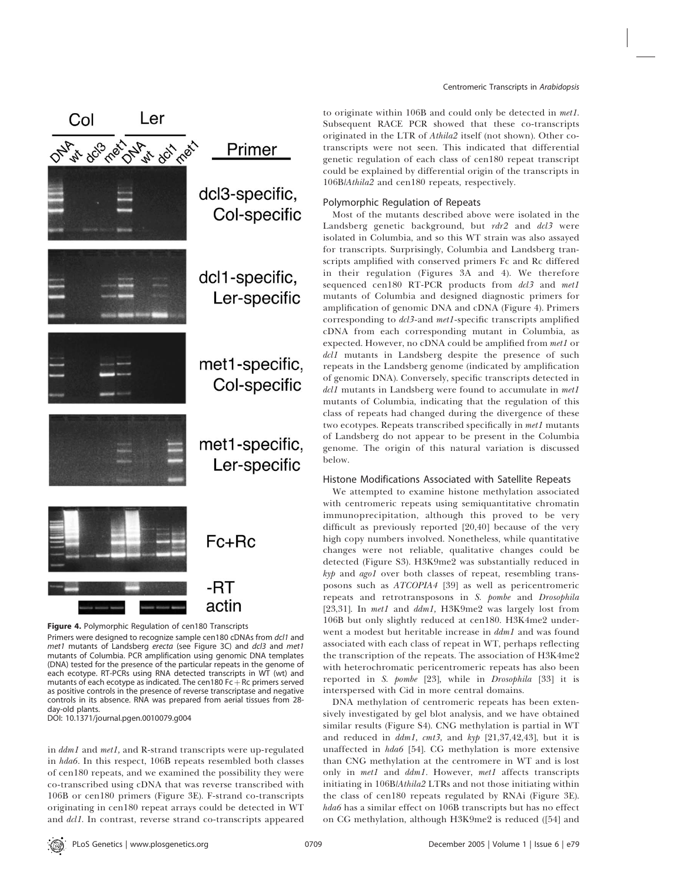**Figure 4.** Polymorphic Regulation of cen180 Transcripts

Primers were designed to recognize sample cen180 cDNAs from *dcl1* and *met1* mutants of Landsberg *erecta* (see Figure 3C) and *dcl3* and *met1* mutants of Columbia. PCR amplification using genomic DNA templates (DNA) tested for the presence of the particular repeats in the genome of each ecotype. RT-PCRs using RNA detected transcripts in WT (wt) and mutants of each ecotype as indicated. The cen180 Fc + Rc primers served as positive controls in the presence of reverse transcriptase and negative controls in its absence. RNA was prepared from aerial tissues from 28-day-old plants.

DOI: 10.1371/journal.pgen.0010079.g004

in *ddm1* and *met1*, and R-strand transcripts were up-regulated in *hda6*. In this respect, 106B repeats resembled both classes of cen180 repeats, and we examined the possibility they were co-transcribed using cDNA that was reverse transcribed with 106B or cen180 primers (Figure 3E). F-strand co-transcripts originating in cen180 repeat arrays could be detected in WT and *dcl1*. In contrast, reverse strand co-transcripts appeared to originate within 106B and could only be detected in *met1*. Subsequent RACE PCR showed that these co-transcripts originated in the LTR of *Athila2* itself (not shown). Other co-transcripts were not seen. This indicated that differential genetic regulation of each class of cen180 repeat transcript could be explained by differential origin of the transcripts in 106B/*Athila2* and cen180 repeats, respectively.

## Polymorphic Regulation of Repeats

Most of the mutants described above were isolated in the Landsberg genetic background, but *rdr2* and *dcl3* were isolated in Columbia, and so this WT strain was also assayed for transcripts. Surprisingly, Columbia and Landsberg transcripts amplified with conserved primers Fc and Rc differed in their regulation (Figures 3A and 4). We therefore sequenced cen180 RT-PCR products from *dcl3* and *met1* mutants of Columbia and designed diagnostic primers for amplification of genomic DNA and cDNA (Figure 4). Primers corresponding to *dcl3*-and *met1*-specific transcripts amplified cDNA from each corresponding mutant in Columbia, as expected. However, no cDNA could be amplified from *met1* or *dcl1* mutants in Landsberg despite the presence of such repeats in the Landsberg genome (indicated by amplification of genomic DNA). Conversely, specific transcripts detected in *dcl1* mutants in Landsberg were found to accumulate in *met1* mutants of Columbia, indicating that the regulation of this class of repeats had changed during the divergence of these two ecotypes. Repeats transcribed specifically in *met1* mutants of Landsberg do not appear to be present in the Columbia genome. The origin of this natural variation is discussed below.

## Histone Modifications Associated with Satellite Repeats

We attempted to examine histone methylation associated with centromeric repeats using semiquantitative chromatin immunoprecipitation, although this proved to be very difficult as previously reported [20,40] because of the very high copy numbers involved. Nonetheless, while quantitative changes were not reliable, qualitative changes could be detected (Figure S3). H3K9me2 was substantially reduced in *kyp* and *ago1* over both classes of repeat, resembling transposons such as *ATCOPIA4* [39] as well as pericentromeric repeats and retrotransposons in *S. pombe* and *Drosophila* [23,31]. In *met1* and *ddm1*, H3K9me2 was largely lost from 106B but only slightly reduced at cen180. H3K4me2 underwent a modest but heritable increase in *ddm1* and was found associated with each class of repeat in WT, perhaps reflecting the transcription of the repeats. The association of H3K4me2 with heterochromatic pericentromeric repeats has also been reported in *S. pombe* [23], while in *Drosophila* [33] it is interspersed with Cid in more central domains.

DNA methylation of centromeric repeats has been extensively investigated by gel blot analysis, and we have obtained similar results (Figure S4). CNG methylation is partial in WT and reduced in *ddm1, cmt3,* and *kyp* [21,37,42,43], but it is unaffected in *hda6* [54]. CG methylation is more extensive than CNG methylation at the centromere in WT and is lost only in *met1* and *ddm1*. However, *met1* affects transcripts initiating in 106B/*Athila2* LTRs and not those initiating within the class of cen180 repeats regulated by RNAi (Figure 3E). *hda6* has a similar effect on 106B transcripts but has no effect on CG methylation, although H3K9me2 is reduced ([54] and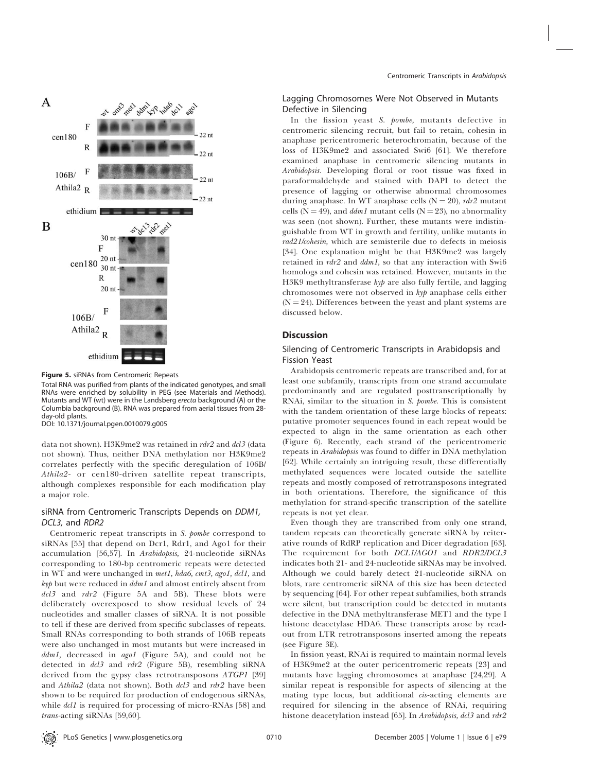**Figure 5.** siRNAs from Centromeric Repeats

Total RNA was purified from plants of the indicated genotypes, and small RNAs were enriched by solubility in PEG (see Materials and Methods). Mutants and WT (wt) were in the Landsberg *erecta* background (A) or the Columbia background (B). RNA was prepared from aerial tissues from 28-day-old plants.

DOI: 10.1371/journal.pgen.0010079.g005

data not shown). H3K9me2 was retained in *rdr2* and *dcl3* (data not shown). Thus, neither DNA methylation nor H3K9me2 correlates perfectly with the specific deregulation of 106B/*Athila2*- or cen180-driven satellite repeat transcripts, although complexes responsible for each modification play a major role.

### siRNA from Centromeric Transcripts Depends on *DDM1*, *DCL3*, and *RDR2*

Centromeric repeat transcripts in *S. pombe* correspond to siRNAs [55] that depend on Dcr1, Rdr1, and Ago1 for their accumulation [56,57]. In *Arabidopsis*, 24-nucleotide siRNAs corresponding to 180-bp centromeric repeats were detected in WT and were unchanged in *met1*, *hda6*, *cmt3*, *ago1*, *dcl1*, and *kyp* but were reduced in *ddm1* and almost entirely absent from *dcl3* and *rdr2* (Figure 5A and 5B). These blots were deliberately overexposed to show residual levels of 24 nucleotides and smaller classes of siRNA. It is not possible to tell if these are derived from specific subclasses of repeats. Small RNAs corresponding to both strands of 106B repeats were also unchanged in most mutants but were increased in *ddm1*, decreased in *ago1* (Figure 5A), and could not be detected in *dcl3* and *rdr2* (Figure 5B), resembling siRNA derived from the gypsy class retrotransposons *ATGP1* [39] and *Athila2* (data not shown). Both *dcl3* and *rdr2* have been shown to be required for production of endogenous siRNAs, while *dcl1* is required for processing of micro-RNAs [58] and *trans*-acting siRNAs [59,60].

### Lagging Chromosomes Were Not Observed in Mutants Defective in Silencing

In the fission yeast *S. pombe*, mutants defective in centromeric silencing recruit, but fail to retain, cohesin in anaphase pericentromeric heterochromatin, because of the loss of H3K9me2 and associated Swi6 [61]. We therefore examined anaphase in centromeric silencing mutants in *Arabidopsis*. Developing floral or root tissue was fixed in paraformaldehyde and stained with DAPI to detect the presence of lagging or otherwise abnormal chromosomes during anaphase. In WT anaphase cells ($N = 20$), *rdr2* mutant cells ($N = 49$), and *ddm1* mutant cells ($N = 23$), no abnormality was seen (not shown). Further, these mutants were indistinguishable from WT in growth and fertility, unlike mutants in *rad21/cohesin*, which are semisterile due to defects in meiosis [34]. One explanation might be that H3K9me2 was largely retained in *rdr2* and *ddm1*, so that any interaction with Swi6 homologs and cohesin was retained. However, mutants in the H3K9 methyltransferase *kyp* are also fully fertile, and lagging chromosomes were not observed in *kyp* anaphase cells either ($N = 24$). Differences between the yeast and plant systems are discussed below.

## Discussion

### Silencing of Centromeric Transcripts in Arabidopsis and Fission Yeast

Arabidopsis centromeric repeats are transcribed and, for at least one subfamily, transcripts from one strand accumulate predominantly and are regulated posttranscriptionally by RNAi, similar to the situation in *S. pombe*. This is consistent with the tandem orientation of these large blocks of repeats: putative promoter sequences found in each repeat would be expected to align in the same orientation as each other (Figure 6). Recently, each strand of the pericentromeric repeats in *Arabidopsis* was found to differ in DNA methylation [62]. While certainly an intriguing result, these differentially methylated sequences were located outside the satellite repeats and mostly composed of retrotransposons integrated in both orientations. Therefore, the significance of this methylation for strand-specific transcription of the satellite repeats is not yet clear.

Even though they are transcribed from only one strand, tandem repeats can theoretically generate siRNA by reiterative rounds of RdRP replication and Dicer degradation [63]. The requirement for both *DCL1/AGO1* and *RDR2/DCL3* indicates both 21- and 24-nucleotide siRNAs may be involved. Although we could barely detect 21-nucleotide siRNA on blots, rare centromeric siRNA of this size has been detected by sequencing [64]. For other repeat subfamilies, both strands were silent, but transcription could be detected in mutants defective in the DNA methyltransferase MET1 and the type I histone deacetylase HDA6. These transcripts arose by readout from LTR retrotransposons inserted among the repeats (see Figure 3E).

In fission yeast, RNAi is required to maintain normal levels of H3K9me2 at the outer pericentromeric repeats [23] and mutants have lagging chromosomes at anaphase [24,29]. A similar repeat is responsible for aspects of silencing at the mating type locus, but additional *cis*-acting elements are required for silencing in the absence of RNAi, requiring histone deacetylation instead [65]. In *Arabidopsis*, *dcl3* and *rdr2*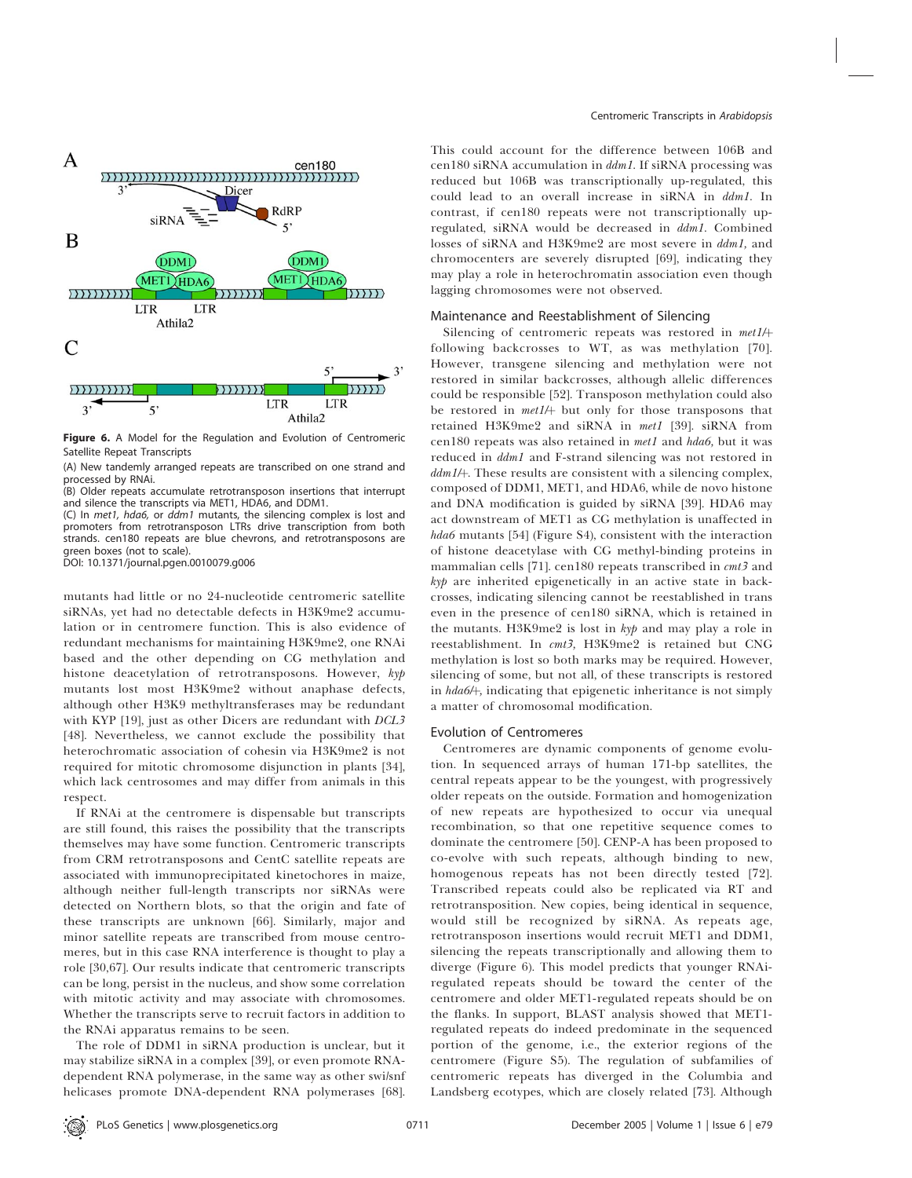Figure 6. A Model for the Regulation and Evolution of Centromeric Satellite Repeat Transcripts

(A) New tandemly arranged repeats are transcribed on one strand and processed by RNAi.

(B) Older repeats accumulate retrotransposon insertions that interrupt and silence the transcripts via MET1, HDA6, and DDM1.

(C) In *met1, hda6,* or *ddm1* mutants, the silencing complex is lost and promoters from retrotransposon LTRs drive transcription from both strands. cen180 repeats are blue chevrons, and retrotransposons are green boxes (not to scale).

DOI: 10.1371/journal.pgen.0010079.g006

mutants had little or no 24-nucleotide centromeric satellite siRNAs, yet had no detectable defects in H3K9me2 accumulation or in centromere function. This is also evidence of redundant mechanisms for maintaining H3K9me2, one RNAi based and the other depending on CG methylation and histone deacetylation of retrotransposons. However, *kyp* mutants lost most H3K9me2 without anaphase defects, although other H3K9 methyltransferases may be redundant with KYP [19], just as other Dicers are redundant with *DCL3* [48]. Nevertheless, we cannot exclude the possibility that heterochromatic association of cohesin via H3K9me2 is not required for mitotic chromosome disjunction in plants [34], which lack centrosomes and may differ from animals in this respect.

If RNAi at the centromere is dispensable but transcripts are still found, this raises the possibility that the transcripts themselves may have some function. Centromeric transcripts from CRM retrotransposons and CentC satellite repeats are associated with immunoprecipitated kinetochores in maize, although neither full-length transcripts nor siRNAs were detected on Northern blots, so that the origin and fate of these transcripts are unknown [66]. Similarly, major and minor satellite repeats are transcribed from mouse centromeres, but in this case RNA interference is thought to play a role [30,67]. Our results indicate that centromeric transcripts can be long, persist in the nucleus, and show some correlation with mitotic activity and may associate with chromosomes. Whether the transcripts serve to recruit factors in addition to the RNAi apparatus remains to be seen.

The role of DDM1 in siRNA production is unclear, but it may stabilize siRNA in a complex [39], or even promote RNA-dependent RNA polymerase, in the same way as other swi/snf helicases promote DNA-dependent RNA polymerases [68]. This could account for the difference between 106B and cen180 siRNA accumulation in *ddm1*. If siRNA processing was reduced but 106B was transcriptionally up-regulated, this could lead to an overall increase in siRNA in *ddm1*. In contrast, if cen180 repeats were not transcriptionally up-regulated, siRNA would be decreased in *ddm1*. Combined losses of siRNA and H3K9me2 are most severe in *ddm1,* and chromocenters are severely disrupted [69], indicating they may play a role in heterochromatin association even though lagging chromosomes were not observed.

## Maintenance and Reestablishment of Silencing

Silencing of centromeric repeats was restored in *met1/+* following backcrosses to WT, as was methylation [70]. However, transgene silencing and methylation were not restored in similar backcrosses, although allelic differences could be responsible [52]. Transposon methylation could also be restored in *met1/+* but only for those transposons that retained H3K9me2 and siRNA in *met1* [39]. siRNA from cen180 repeats was also retained in *met1* and *hda6,* but it was reduced in *ddm1* and F-strand silencing was not restored in *ddm1/+*. These results are consistent with a silencing complex, composed of DDM1, MET1, and HDA6, while de novo histone and DNA modification is guided by siRNA [39]. HDA6 may act downstream of MET1 as CG methylation is unaffected in *hda6* mutants [54] (Figure S4), consistent with the interaction of histone deacetylase with CG methyl-binding proteins in mammalian cells [71]. cen180 repeats transcribed in *cmt3* and *kyp* are inherited epigenetically in an active state in backcrosses, indicating silencing cannot be reestablished in trans even in the presence of cen180 siRNA, which is retained in the mutants. H3K9me2 is lost in *kyp* and may play a role in reestablishment. In *cmt3,* H3K9me2 is retained but CNG methylation is lost so both marks may be required. However, silencing of some, but not all, of these transcripts is restored in *hda6/+,* indicating that epigenetic inheritance is not simply a matter of chromosomal modification.

## Evolution of Centromeres

Centromeres are dynamic components of genome evolution. In sequenced arrays of human 171-bp satellites, the central repeats appear to be the youngest, with progressively older repeats on the outside. Formation and homogenization of new repeats are hypothesized to occur via unequal recombination, so that one repetitive sequence comes to dominate the centromere [50]. CENP-A has been proposed to co-evolve with such repeats, although binding to new, homogenous repeats has not been directly tested [72]. Transcribed repeats could also be replicated via RT and retrotransposition. New copies, being identical in sequence, would still be recognized by siRNA. As repeats age, retrotransposon insertions would recruit MET1 and DDM1, silencing the repeats transcriptionally and allowing them to diverge (Figure 6). This model predicts that younger RNAi-regulated repeats should be toward the center of the centromere and older MET1-regulated repeats should be on the flanks. In support, BLAST analysis showed that MET1-regulated repeats do indeed predominate in the sequenced portion of the genome, i.e., the exterior regions of the centromere (Figure S5). The regulation of subfamilies of centromeric repeats has diverged in the Columbia and Landsberg ecotypes, which are closely related [73]. Although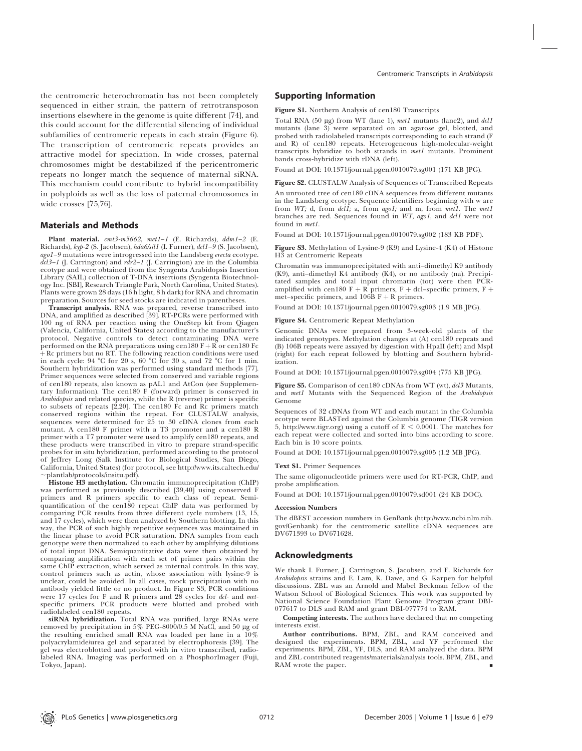the centromeric heterochromatin has not been completely sequenced in either strain, the pattern of retrotransposon insertions elsewhere in the genome is quite different [74], and this could account for the differential silencing of individual subfamilies of centromeric repeats in each strain (Figure 6). The transcription of centromeric repeats provides an attractive model for speciation. In wide crosses, paternal chromosomes might be destabilized if the pericentromeric repeats no longer match the sequence of maternal siRNA. This mechanism could contribute to hybrid incompatibility in polyploids as well as the loss of paternal chromosomes in wide crosses [75,76].

## Materials and Methods

**Plant material.** *cmt3-m5662, met1–1* (E. Richards), *ddm1–2* (E. Richards), *kyp-2* (S. Jacobsen), *hda6/sil1* (I. Furner), *dcl1–9* (S. Jacobsen), *ago1–9* mutations were introgressed into the Landsberg *erecta* ecotype. *dcl3–1* (J. Carrington) and *rdr2–1* (J. Carrington) are in the Columbia ecotype and were obtained from the Syngenta Arabidopsis Insertion Library (SAIL) collection of T-DNA insertions (Syngenta Biotechnology Inc. [SBI], Research Triangle Park, North Carolina, United States). Plants were grown 28 days (16 h light, 8 h dark) for RNA and chromatin preparation. Sources for seed stocks are indicated in parentheses.

**Transcript analysis.** RNA was prepared, reverse transcribed into DNA, and amplified as described [39]. RT-PCRs were performed with 100 ng of RNA per reaction using the OneStep kit from Qiagen (Valencia, California, United States) according to the manufacturer's protocol. Negative controls to detect contaminating DNA were performed on the RNA preparations using cen180 F + R or cen180 Fc + Rc primers but no RT. The following reaction conditions were used in each cycle: 94 °C for 20 s, 60 °C for 30 s, and 72 °C for 1 min. Southern hybridization was performed using standard methods [77]. Primer sequences were selected from conserved and variable regions of cen180 repeats, also known as pAL1 and AtCon (see Supplementary Information). The cen180 F (forward) primer is conserved in *Arabidopsis* and related species, while the R (reverse) primer is specific to subsets of repeats [2,20]. The cen180 Fc and Rc primers match conserved regions within the repeat. For CLUSTALW analysis, sequences were determined for 25 to 30 cDNA clones from each mutant. A cen180 F primer with a T3 promoter and a cen180 R primer with a T7 promoter were used to amplify cen180 repeats, and these products were transcribed in vitro to prepare strand-specific probes for in situ hybridization, performed according to the protocol of Jeffrey Long (Salk Institute for Biological Studies, San Diego, California, United States) (for protocol, see http://www.its.caltech.edu/~plantlab/protocols/insitu.pdf).

**Histone H3 methylation.** Chromatin immunoprecipitation (ChIP) was performed as previously described [39,40] using conserved F primers and R primers specific to each class of repeat. Semiquantification of the cen180 repeat ChIP data was performed by comparing PCR results from three different cycle numbers (13, 15, and 17 cycles), which were then analyzed by Southern blotting. In this way, the PCR of such highly repetitive sequences was maintained in the linear phase to avoid PCR saturation. DNA samples from each genotype were then normalized to each other by amplifying dilutions of total input DNA. Semiquantitative data were then obtained by comparing amplification with each set of primer pairs within the same ChIP extraction, which served as internal controls. In this way, control primers such as actin, whose association with lysine-9 is unclear, could be avoided. In all cases, mock precipitation with no antibody yielded little or no product. In Figure S3, PCR conditions were 17 cycles for F and R primers and 28 cycles for *dcl-* and *met-*specific primers. PCR products were blotted and probed with radiolabeled cen180 repeats.

**siRNA hybridization.** Total RNA was purified, large RNAs were removed by precipitation in 5% PEG-8000/0.5 M NaCl, and 50 μg of the resulting enriched small RNA was loaded per lane in a 10% polyacrylamide/urea gel and separated by electrophoresis [39]. The gel was electroblotted and probed with in vitro transcribed, radiolabeled RNA. Imaging was performed on a PhosphorImager (Fuji, Tokyo, Japan).

## Supporting Information

**Figure S1.** Northern Analysis of cen180 Transcripts

Total RNA (50 μg) from WT (lane 1), *met1* mutants (lane2), and *dcl1* mutants (lane 3) were separated on an agarose gel, blotted, and probed with radiolabeled transcripts corresponding to each strand (F and R) of cen180 repeats. Heterogeneous high-molecular-weight transcripts hybridize to both strands in *met1* mutants. Prominent bands cross-hybridize with rDNA (left).

Found at DOI: 10.1371/journal.pgen.0010079.sg001 (171 KB JPG).

**Figure S2.** CLUSTALW Analysis of Sequences of Transcribed Repeats

An unrooted tree of cen180 cDNA sequences from different mutants in the Landsberg ecotype. Sequence identifiers beginning with w are from *WT;* d, from *dcl1;* a, from *ago1;* and m, from *met1.* The *met1* branches are red. Sequences found in *WT, ago1,* and *dcl1* were not found in *met1.*

Found at DOI: 10.1371/journal.pgen.0010079.sg002 (183 KB PDF).

**Figure S3.** Methylation of Lysine-9 (K9) and Lysine-4 (K4) of Histone H3 at Centromeric Repeats

Chromatin was immunoprecipitated with anti–dimethyl K9 antibody (K9), anti–dimethyl K4 antibody (K4), or no antibody (na). Precipitated samples and total input chromatin (tot) were then PCR-amplified with cen180 F + R primers, F + dcl–specific primers, F + met–specific primers, and 106B F + R primers.

Found at DOI: 10.1371/journal.pgen.0010079.sg003 (1.9 MB JPG).

**Figure S4.** Centromeric Repeat Methylation

Genomic DNAs were prepared from 3-week-old plants of the indicated genotypes. Methylation changes at (A) cen180 repeats and (B) 106B repeats were assayed by digestion with HpaII (left) and MspI (right) for each repeat followed by blotting and Southern hybridization.

Found at DOI: 10.1371/journal.pgen.0010079.sg004 (775 KB JPG).

**Figure S5.** Comparison of cen180 cDNAs from WT (wt), *dcl3* Mutants, and *met1* Mutants with the Sequenced Region of the *Arabidopsis* Genome

Sequences of 32 cDNAs from WT and each mutant in the Columbia ecotype were BLASTed against the Columbia genome (TIGR version 5, http://www.tigr.org) using a cutoff of E < 0.0001. The matches for each repeat were collected and sorted into bins according to score. Each bin is 10 score points.

Found at DOI: 10.1371/journal.pgen.0010079.sg005 (1.2 MB JPG).

**Text S1.** Primer Sequences

The same oligonucleotide primers were used for RT-PCR, ChIP, and probe amplification.

Found at DOI: 10.1371/journal.pgen.0010079.sd001 (24 KB DOC).

**Accession Numbers**

The dBEST accession numbers in GenBank (http://www.ncbi.nlm.nih.gov/Genbank) for the centromeric satellite cDNA sequences are DV671393 to DV671628.

## Acknowledgments

We thank I. Furner, J. Carrington, S. Jacobsen, and E. Richards for *Arabidopsis* strains and E. Lam, K. Dawe, and G. Karpen for helpful discussions. ZBL was an Arnold and Mabel Beckman fellow of the Watson School of Biological Sciences. This work was supported by National Science Foundation Plant Genome Program grant DBI-077617 to DLS and RAM and grant DBI-077774 to RAM.

**Competing interests.** The authors have declared that no competing interests exist.

**Author contributions.** BPM, ZBL, and RAM conceived and designed the experiments. BPM, ZBL, and YF performed the experiments. BPM, ZBL, YF, DLS, and RAM analyzed the data. BPM and ZBL contributed reagents/materials/analysis tools. BPM, ZBL, and RAM wrote the paper.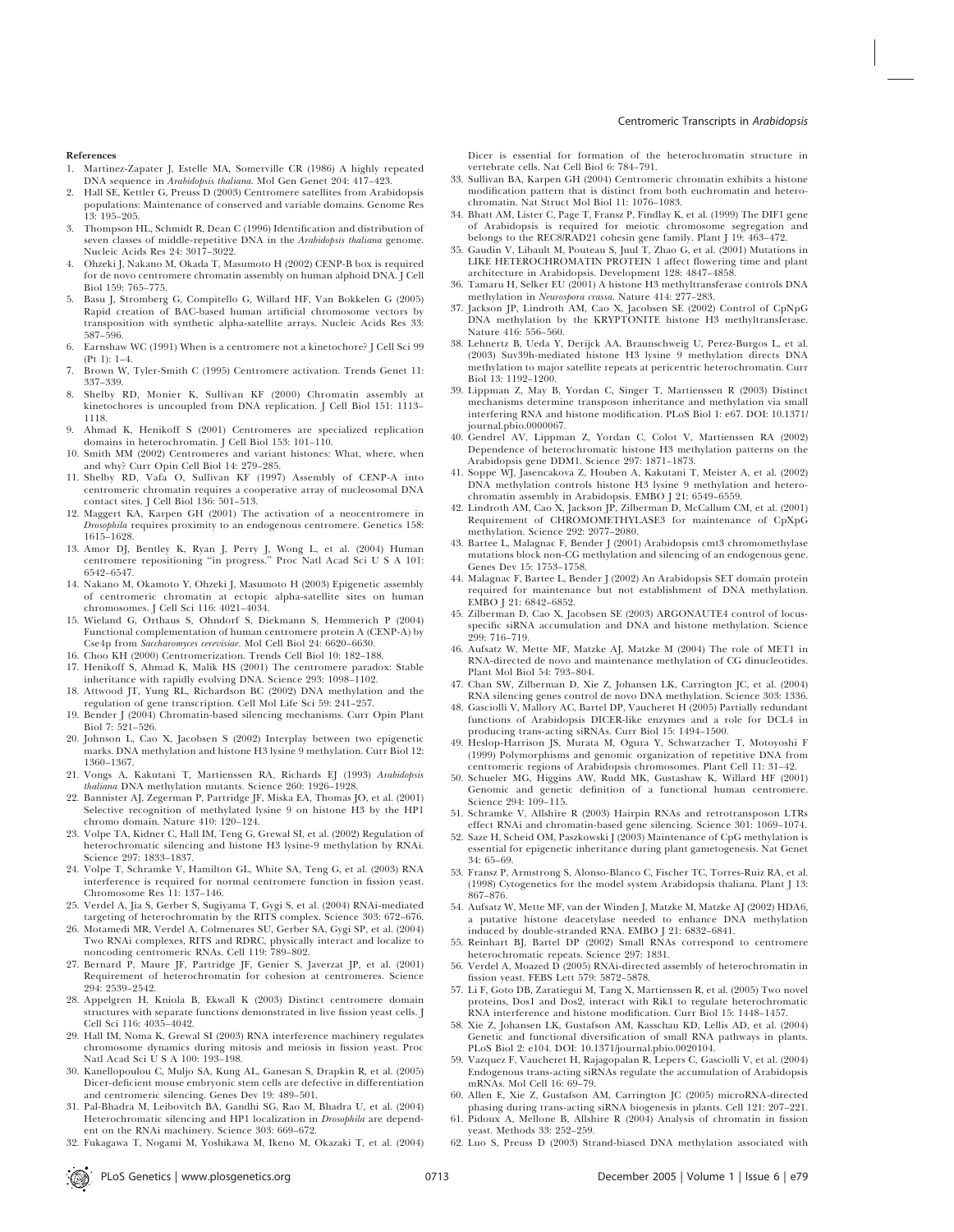#### References

1. Martinez-Zapater J, Estelle MA, Somerville CR (1986) A highly repeated DNA sequence in *Arabidopsis thaliana*. Mol Gen Genet 204: 417–423.
2. Hall SE, Kettler G, Preuss D (2003) Centromere satellites from Arabidopsis populations: Maintenance of conserved and variable domains. Genome Res 13: 195–205.
3. Thompson HL, Schmidt R, Dean C (1996) Identification and distribution of seven classes of middle-repetitive DNA in the *Arabidopsis thaliana* genome. Nucleic Acids Res 24: 3017–3022.
4. Ohzeki J, Nakano M, Okada T, Masumoto H (2002) CENP-B box is required for de novo centromere chromatin assembly on human alphoid DNA. J Cell Biol 159: 765–775.
5. Basu J, Stromberg G, Compitello G, Willard HF, Van Bokkelen G (2005) Rapid creation of BAC-based human artificial chromosome vectors by transposition with synthetic alpha-satellite arrays. Nucleic Acids Res 33: 587–596.
6. Earnshaw WC (1991) When is a centromere not a kinetochore? J Cell Sci 99 (Pt 1): 1–4.
7. Brown W, Tyler-Smith C (1995) Centromere activation. Trends Genet 11: 337–339.
8. Shelby RD, Monier K, Sullivan KF (2000) Chromatin assembly at kinetochores is uncoupled from DNA replication. J Cell Biol 151: 1113–1118.
9. Ahmad K, Henikoff S (2001) Centromeres are specialized replication domains in heterochromatin. J Cell Biol 153: 101–110.
10. Smith MM (2002) Centromeres and variant histones: What, where, when and why? Curr Opin Cell Biol 14: 279–285.
11. Shelby RD, Vafa O, Sullivan KF (1997) Assembly of CENP-A into centromeric chromatin requires a cooperative array of nucleosomal DNA contact sites. J Cell Biol 136: 501–513.
12. Maggert KA, Karpen GH (2001) The activation of a neocentromere in *Drosophila* requires proximity to an endogenous centromere. Genetics 158: 1615–1628.
13. Amor DJ, Bentley K, Ryan J, Perry J, Wong L, et al. (2004) Human centromere repositioning "in progress." Proc Natl Acad Sci U S A 101: 6542–6547.
14. Nakano M, Okamoto Y, Ohzeki J, Masumoto H (2003) Epigenetic assembly of centromeric chromatin at ectopic alpha-satellite sites on human chromosomes. J Cell Sci 116: 4021–4034.
15. Wieland G, Orthaus S, Ohndorf S, Diekmann S, Hemmerich P (2004) Functional complementation of human centromere protein A (CENP-A) by Cse4p from *Saccharomyces cerevisiae*. Mol Cell Biol 24: 6620–6630.
16. Choo KH (2000) Centromerization. Trends Cell Biol 10: 182–188.
17. Henikoff S, Ahmad K, Malik HS (2001) The centromere paradox: Stable inheritance with rapidly evolving DNA. Science 293: 1098–1102.
18. Attwood JT, Yung RL, Richardson BC (2002) DNA methylation and the regulation of gene transcription. Cell Mol Life Sci 59: 241–257.
19. Bender J (2004) Chromatin-based silencing mechanisms. Curr Opin Plant Biol 7: 521–526.
20. Johnson L, Cao X, Jacobsen S (2002) Interplay between two epigenetic marks. DNA methylation and histone H3 lysine 9 methylation. Curr Biol 12: 1360–1367.
21. Vongs A, Kakutani T, Martienssen RA, Richards EJ (1993) *Arabidopsis thaliana* DNA methylation mutants. Science 260: 1926–1928.
22. Bannister AJ, Zegerman P, Partridge JF, Miska EA, Thomas JO, et al. (2001) Selective recognition of methylated lysine 9 on histone H3 by the HP1 chromo domain. Nature 410: 120–124.
23. Volpe TA, Kidner C, Hall IM, Teng G, Grewal SI, et al. (2002) Regulation of heterochromatic silencing and histone H3 lysine-9 methylation by RNAi. Science 297: 1833–1837.
24. Volpe T, Schramke V, Hamilton GL, White SA, Teng G, et al. (2003) RNA interference is required for normal centromere function in fission yeast. Chromosome Res 11: 137–146.
25. Verdel A, Jia S, Gerber S, Sugiyama T, Gygi S, et al. (2004) RNAi-mediated targeting of heterochromatin by the RITS complex. Science 303: 672–676.
26. Motamedi MR, Verdel A, Colmenares SU, Gerber SA, Gygi SP, et al. (2004) Two RNAi complexes, RITS and RDRC, physically interact and localize to noncoding centromeric RNAs. Cell 119: 789–802.
27. Bernard P, Maure JF, Partridge JF, Genier S, Javerzat JP, et al. (2001) Requirement of heterochromatin for cohesion at centromeres. Science 294: 2539–2542.
28. Appelgren H, Kniola B, Ekwall K (2003) Distinct centromere domain structures with separate functions demonstrated in live fission yeast cells. J Cell Sci 116: 4035–4042.
29. Hall IM, Noma K, Grewal SI (2003) RNA interference machinery regulates chromosome dynamics during mitosis and meiosis in fission yeast. Proc Natl Acad Sci U S A 100: 193–198.
30. Kanellopoulou C, Muljo SA, Kung AL, Ganesan S, Drapkin R, et al. (2005) Dicer-deficient mouse embryonic stem cells are defective in differentiation and centromeric silencing. Genes Dev 19: 489–501.
31. Pal-Bhadra M, Leibovitch BA, Gandhi SG, Rao M, Bhadra U, et al. (2004) Heterochromatic silencing and HP1 localization in *Drosophila* are dependent on the RNAi machinery. Science 303: 669–672.
32. Fukagawa T, Nogami M, Yoshikawa M, Ikeno M, Okazaki T, et al. (2004) Dicer is essential for formation of the heterochromatin structure in vertebrate cells. Nat Cell Biol 6: 784–791.
33. Sullivan BA, Karpen GH (2004) Centromeric chromatin exhibits a histone modification pattern that is distinct from both euchromatin and heterochromatin. Nat Struct Mol Biol 11: 1076–1083.
34. Bhatt AM, Lister C, Page T, Fransz P, Findlay K, et al. (1999) The DIF1 gene of Arabidopsis is required for meiotic chromosome segregation and belongs to the REC8/RAD21 cohesin gene family. Plant J 19: 463–472.
35. Gaudin V, Libault M, Pouteau S, Juul T, Zhao G, et al. (2001) Mutations in LIKE HETEROCHROMATIN PROTEIN 1 affect flowering time and plant architecture in Arabidopsis. Development 128: 4847–4858.
36. Tamaru H, Selker EU (2001) A histone H3 methyltransferase controls DNA methylation in *Neurospora crassa*. Nature 414: 277–283.
37. Jackson JP, Lindroth AM, Cao X, Jacobsen SE (2002) Control of CpNpG DNA methylation by the KRYPTONITE histone H3 methyltransferase. Nature 416: 556–560.
38. Lehnertz B, Ueda Y, Derijck AA, Braunschweig U, Perez-Burgos L, et al. (2003) Suv39h-mediated histone H3 lysine 9 methylation directs DNA methylation to major satellite repeats at pericentric heterochromatin. Curr Biol 13: 1192–1200.
39. Lippman Z, May B, Yordan C, Singer T, Martienssen R (2003) Distinct mechanisms determine transposon inheritance and methylation via small interfering RNA and histone modification. PLoS Biol 1: e67. DOI: 10.1371/journal.pbio.0000067.
40. Gendrel AV, Lippman Z, Yordan C, Colot V, Martienssen RA (2002) Dependence of heterochromatic histone H3 methylation patterns on the Arabidopsis gene DDM1. Science 297: 1871–1873.
41. Soppe WJ, Jasencakova Z, Houben A, Kakutani T, Meister A, et al. (2002) DNA methylation controls histone H3 lysine 9 methylation and heterochromatin assembly in Arabidopsis. EMBO J 21: 6549–6559.
42. Lindroth AM, Cao X, Jackson JP, Zilberman D, McCallum CM, et al. (2001) Requirement of CHROMOMETHYLASE3 for maintenance of CpXpG methylation. Science 292: 2077–2080.
43. Bartee L, Malagnac F, Bender J (2001) Arabidopsis cmt3 chromomethylase mutations block non-CG methylation and silencing of an endogenous gene. Genes Dev 15: 1753–1758.
44. Malagnac F, Bartee L, Bender J (2002) An Arabidopsis SET domain protein required for maintenance but not establishment of DNA methylation. EMBO J 21: 6842–6852.
45. Zilberman D, Cao X, Jacobsen SE (2003) ARGONAUTE4 control of locus-specific siRNA accumulation and DNA and histone methylation. Science 299: 716–719.
46. Aufsatz W, Mette MF, Matzke AJ, Matzke M (2004) The role of MET1 in RNA-directed de novo and maintenance methylation of CG dinucleotides. Plant Mol Biol 54: 793–804.
47. Chan SW, Zilberman D, Xie Z, Johansen LK, Carrington JC, et al. (2004) RNA silencing genes control de novo DNA methylation. Science 303: 1336.
48. Gasciolli V, Mallory AC, Bartel DP, Vaucheret H (2005) Partially redundant functions of Arabidopsis DICER-like enzymes and a role for DCL4 in producing trans-acting siRNAs. Curr Biol 15: 1494–1500.
49. Heslop-Harrison JS, Murata M, Ogura Y, Schwarzacher T, Motoyoshi F (1999) Polymorphisms and genomic organization of repetitive DNA from centromeric regions of Arabidopsis chromosomes. Plant Cell 11: 31–42.
50. Schueler MG, Higgins AW, Rudd MK, Gustashaw K, Willard HF (2001) Genomic and genetic definition of a functional human centromere. Science 294: 109–115.
51. Schramke V, Allshire R (2003) Hairpin RNAs and retrotransposon LTRs effect RNAi and chromatin-based gene silencing. Science 301: 1069–1074.
52. Saze H, Scheid OM, Paszkowski J (2003) Maintenance of CpG methylation is essential for epigenetic inheritance during plant gametogenesis. Nat Genet 34: 65–69.
53. Fransz P, Armstrong S, Alonso-Blanco C, Fischer TC, Torres-Ruiz RA, et al. (1998) Cytogenetics for the model system Arabidopsis thaliana. Plant J 13: 867–876.
54. Aufsatz W, Mette MF, van der Winden J, Matzke M, Matzke AJ (2002) HDA6, a putative histone deacetylase needed to enhance DNA methylation induced by double-stranded RNA. EMBO J 21: 6832–6841.
55. Reinhart BJ, Bartel DP (2002) Small RNAs correspond to centromere heterochromatic repeats. Science 297: 1831.
56. Verdel A, Moazed D (2005) RNAi-directed assembly of heterochromatin in fission yeast. FEBS Lett 579: 5872–5878.
57. Li F, Goto DB, Zaratiegui M, Tang X, Martienssen R, et al. (2005) Two novel proteins, Dos1 and Dos2, interact with Rik1 to regulate heterochromatic RNA interference and histone modification. Curr Biol 15: 1448–1457.
58. Xie Z, Johansen LK, Gustafson AM, Kasschau KD, Lellis AD, et al. (2004) Genetic and functional diversification of small RNA pathways in plants. PLoS Biol 2: e104. DOI: 10.1371/journal.pbio.0020104.
59. Vazquez F, Vaucheret H, Rajagopalan R, Lepers C, Gasciolli V, et al. (2004) Endogenous trans-acting siRNAs regulate the accumulation of Arabidopsis mRNAs. Mol Cell 16: 69–79.
60. Allen E, Xie Z, Gustafson AM, Carrington JC (2005) microRNA-directed phasing during trans-acting siRNA biogenesis in plants. Cell 121: 207–221.
61. Pidoux A, Mellone B, Allshire R (2004) Analysis of chromatin in fission yeast. Methods 33: 252–259.
62. Luo S, Preuss D (2003) Strand-biased DNA methylation associated with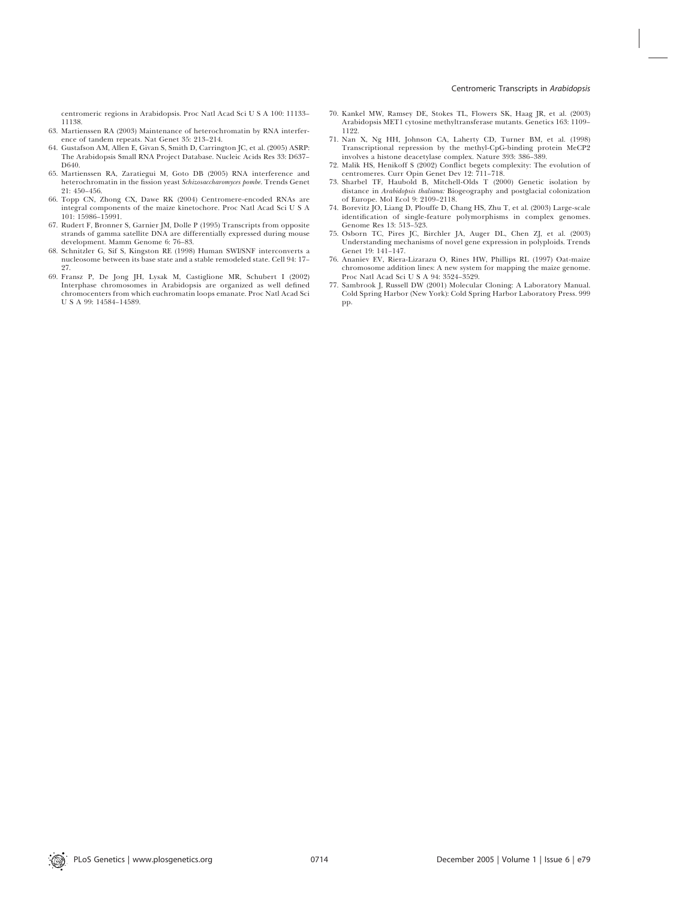centromeric regions in Arabidopsis. Proc Natl Acad Sci U S A 100: 11133–11138.

63. Martienssen RA (2003) Maintenance of heterochromatin by RNA interference of tandem repeats. Nat Genet 35: 213–214.
64. Gustafson AM, Allen E, Givan S, Smith D, Carrington JC, et al. (2005) ASRP: The Arabidopsis Small RNA Project Database. Nucleic Acids Res 33: D637–D640.
65. Martienssen RA, Zaratiegui M, Goto DB (2005) RNA interference and heterochromatin in the fission yeast *Schizosaccharomyces pombe*. Trends Genet 21: 450–456.
66. Topp CN, Zhong CX, Dawe RK (2004) Centromere-encoded RNAs are integral components of the maize kinetochore. Proc Natl Acad Sci U S A 101: 15986–15991.
67. Rudert F, Bronner S, Garnier JM, Dolle P (1995) Transcripts from opposite strands of gamma satellite DNA are differentially expressed during mouse development. Mamm Genome 6: 76–83.
68. Schnitzler G, Sif S, Kingston RE (1998) Human SWI/SNF interconverts a nucleosome between its base state and a stable remodeled state. Cell 94: 17–27.
69. Fransz P, De Jong JH, Lysak M, Castiglione MR, Schubert I (2002) Interphase chromosomes in Arabidopsis are organized as well defined chromocenters from which euchromatin loops emanate. Proc Natl Acad Sci U S A 99: 14584–14589.
70. Kankel MW, Ramsey DE, Stokes TL, Flowers SK, Haag JR, et al. (2003) Arabidopsis MET1 cytosine methyltransferase mutants. Genetics 163: 1109–1122.
71. Nan X, Ng HH, Johnson CA, Laherty CD, Turner BM, et al. (1998) Transcriptional repression by the methyl-CpG-binding protein MeCP2 involves a histone deacetylase complex. Nature 393: 386–389.
72. Malik HS, Henikoff S (2002) Conflict begets complexity: The evolution of centromeres. Curr Opin Genet Dev 12: 711–718.
73. Sharbel TF, Haubold B, Mitchell-Olds T (2000) Genetic isolation by distance in *Arabidopsis thaliana:* Biogeography and postglacial colonization of Europe. Mol Ecol 9: 2109–2118.
74. Borevitz JO, Liang D, Plouffe D, Chang HS, Zhu T, et al. (2003) Large-scale identification of single-feature polymorphisms in complex genomes. Genome Res 13: 513–523.
75. Osborn TC, Pires JC, Birchler JA, Auger DL, Chen ZJ, et al. (2003) Understanding mechanisms of novel gene expression in polyploids. Trends Genet 19: 141–147.
76. Ananiev EV, Riera-Lizarazu O, Rines HW, Phillips RL (1997) Oat-maize chromosome addition lines: A new system for mapping the maize genome. Proc Natl Acad Sci U S A 94: 3524–3529.
77. Sambrook J, Russell DW (2001) Molecular Cloning: A Laboratory Manual. Cold Spring Harbor (New York): Cold Spring Harbor Laboratory Press. 999 pp.